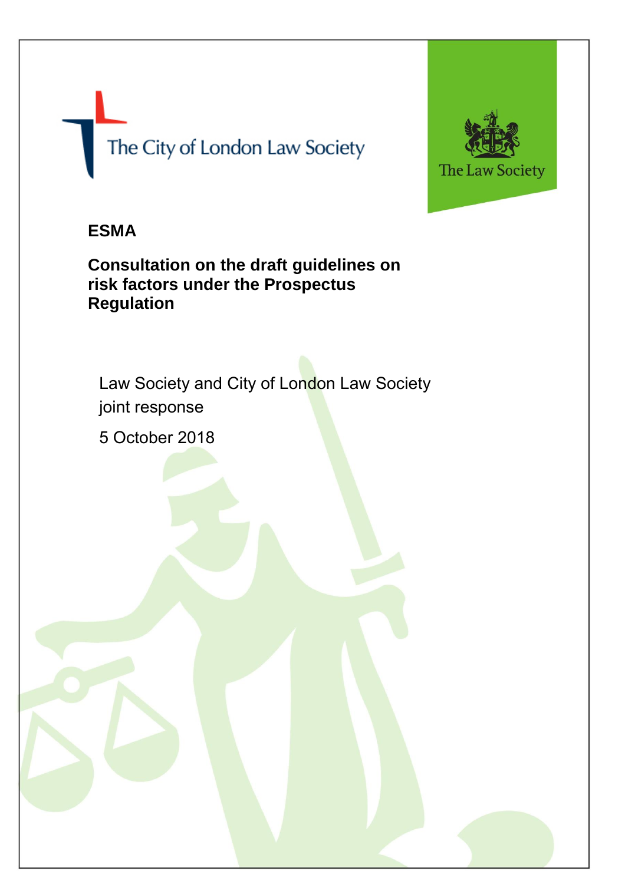The City of London Law Society

The Law Society

# ESMA

## Consultation on the draft guidelines on risk factors under the Prospectus Regulation

Law Society and City of London Law Society joint response

5 October 2018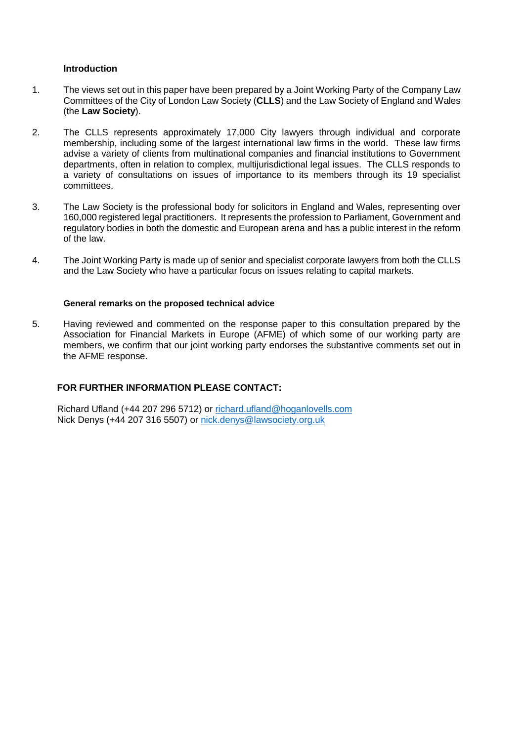## Introduction

1. The views set out in this paper have been prepared by a Joint Working Party of the Company Law Committees of the City of London Law Society (**CLLS**) and the Law Society of England and Wales (the **Law Society**).

2. The CLLS represents approximately 17,000 City lawyers through individual and corporate membership, including some of the largest international law firms in the world. These law firms advise a variety of clients from multinational companies and financial institutions to Government departments, often in relation to complex, multijurisdictional legal issues. The CLLS responds to a variety of consultations on issues of importance to its members through its 19 specialist committees.

3. The Law Society is the professional body for solicitors in England and Wales, representing over 160,000 registered legal practitioners. It represents the profession to Parliament, Government and regulatory bodies in both the domestic and European arena and has a public interest in the reform of the law.

4. The Joint Working Party is made up of senior and specialist corporate lawyers from both the CLLS and the Law Society who have a particular focus on issues relating to capital markets.

## General remarks on the proposed technical advice

5. Having reviewed and commented on the response paper to this consultation prepared by the Association for Financial Markets in Europe (AFME) of which some of our working party are members, we confirm that our joint working party endorses the substantive comments set out in the AFME response.

**FOR FURTHER INFORMATION PLEASE CONTACT:**

Richard Ufland (+44 207 296 5712) or richard.ufland@hoganlovells.com
Nick Denys (+44 207 316 5507) or nick.denys@lawsociety.org.uk